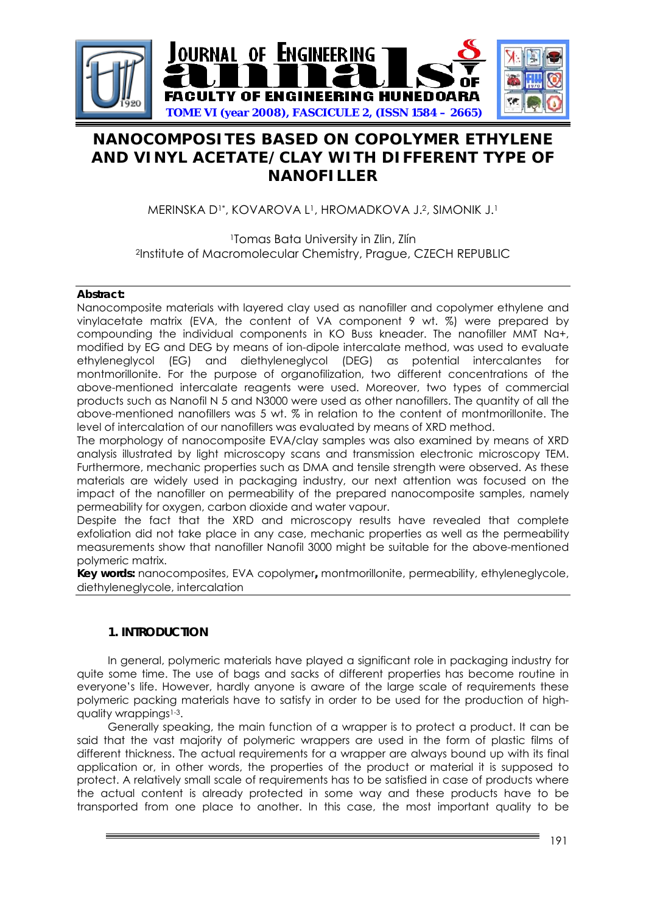# NANOCOMPOSITES BASED ON COPOLYMER ETHYLENE AND VINYL ACETATE/CLAY WITH DIFFERENT TYPE OF NANOFILLER

MERINSKA D[1*], KOVAROVA L[1], HROMADKOVA J.[2], SIMONIK J.[1]

[1]Tomas Bata University in Zlin, Zlín
[2]Institute of Macromolecular Chemistry, Prague, CZECH REPUBLIC

**Abstract:**
Nanocomposite materials with layered clay used as nanofiller and copolymer ethylene and vinylacetate matrix (EVA, the content of VA component 9 wt. %) were prepared by compounding the individual components in KO Buss kneader. The nanofiller MMT Na+, modified by EG and DEG by means of ion-dipole intercalate method, was used to evaluate ethyleneglycol (EG) and diethyleneglycol (DEG) as potential intercalantes for montmorillonite. For the purpose of organofilization, two different concentrations of the above-mentioned intercalate reagents were used. Moreover, two types of commercial products such as Nanofil N 5 and N3000 were used as other nanofillers. The quantity of all the above-mentioned nanofillers was 5 wt. % in relation to the content of montmorillonite. The level of intercalation of our nanofillers was evaluated by means of XRD method.
The morphology of nanocomposite EVA/clay samples was also examined by means of XRD analysis illustrated by light microscopy scans and transmission electronic microscopy TEM. Furthermore, mechanic properties such as DMA and tensile strength were observed. As these materials are widely used in packaging industry, our next attention was focused on the impact of the nanofiller on permeability of the prepared nanocomposite samples, namely permeability for oxygen, carbon dioxide and water vapour.
Despite the fact that the XRD and microscopy results have revealed that complete exfoliation did not take place in any case, mechanic properties as well as the permeability measurements show that nanofiller Nanofil 3000 might be suitable for the above-mentioned polymeric matrix.
**Key words:** nanocomposites, EVA copolymer**,** montmorillonite, permeability, ethyleneglycole, diethyleneglycole, intercalation

## 1. INTRODUCTION

In general, polymeric materials have played a significant role in packaging industry for quite some time. The use of bags and sacks of different properties has become routine in everyone's life. However, hardly anyone is aware of the large scale of requirements these polymeric packing materials have to satisfy in order to be used for the production of high-quality wrappings[1-3].

Generally speaking, the main function of a wrapper is to protect a product. It can be said that the vast majority of polymeric wrappers are used in the form of plastic films of different thickness. The actual requirements for a wrapper are always bound up with its final application or, in other words, the properties of the product or material it is supposed to protect. A relatively small scale of requirements has to be satisfied in case of products where the actual content is already protected in some way and these products have to be transported from one place to another. In this case, the most important quality to be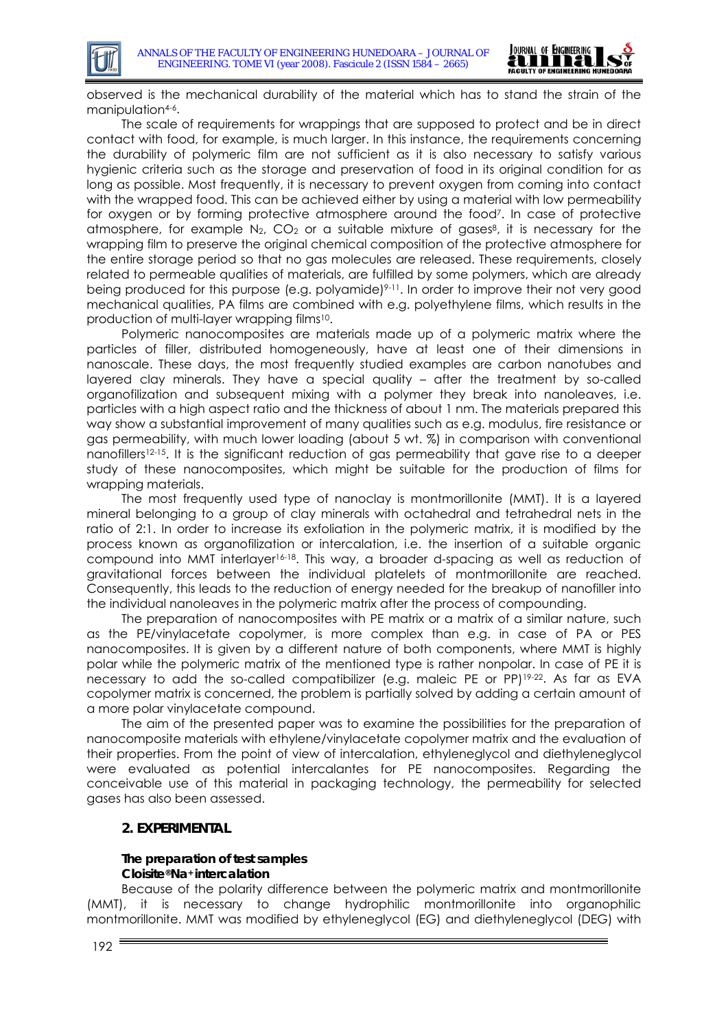observed is the mechanical durability of the material which has to stand the strain of the manipulation[4-6].

The scale of requirements for wrappings that are supposed to protect and be in direct contact with food, for example, is much larger. In this instance, the requirements concerning the durability of polymeric film are not sufficient as it is also necessary to satisfy various hygienic criteria such as the storage and preservation of food in its original condition for as long as possible. Most frequently, it is necessary to prevent oxygen from coming into contact with the wrapped food. This can be achieved either by using a material with low permeability for oxygen or by forming protective atmosphere around the food[7]. In case of protective atmosphere, for example $N_2$, $CO_2$ or a suitable mixture of gases[8], it is necessary for the wrapping film to preserve the original chemical composition of the protective atmosphere for the entire storage period so that no gas molecules are released. These requirements, closely related to permeable qualities of materials, are fulfilled by some polymers, which are already being produced for this purpose (e.g. polyamide)[9-11]. In order to improve their not very good mechanical qualities, PA films are combined with e.g. polyethylene films, which results in the production of multi-layer wrapping films[10].

Polymeric nanocomposites are materials made up of a polymeric matrix where the particles of filler, distributed homogeneously, have at least one of their dimensions in nanoscale. These days, the most frequently studied examples are carbon nanotubes and layered clay minerals. They have a special quality – after the treatment by so-called organofilization and subsequent mixing with a polymer they break into nanoleaves, i.e. particles with a high aspect ratio and the thickness of about 1 nm. The materials prepared this way show a substantial improvement of many qualities such as e.g. modulus, fire resistance or gas permeability, with much lower loading (about 5 wt. %) in comparison with conventional nanofillers[12-15]. It is the significant reduction of gas permeability that gave rise to a deeper study of these nanocomposites, which might be suitable for the production of films for wrapping materials.

The most frequently used type of nanoclay is montmorillonite (MMT). It is a layered mineral belonging to a group of clay minerals with octahedral and tetrahedral nets in the ratio of 2:1. In order to increase its exfoliation in the polymeric matrix, it is modified by the process known as organofilization or intercalation, i.e. the insertion of a suitable organic compound into MMT interlayer[16-18]. This way, a broader d-spacing as well as reduction of gravitational forces between the individual platelets of montmorillonite are reached. Consequently, this leads to the reduction of energy needed for the breakup of nanofiller into the individual nanoleaves in the polymeric matrix after the process of compounding.

The preparation of nanocomposites with PE matrix or a matrix of a similar nature, such as the PE/vinylacetate copolymer, is more complex than e.g. in case of PA or PES nanocomposites. It is given by a different nature of both components, where MMT is highly polar while the polymeric matrix of the mentioned type is rather nonpolar. In case of PE it is necessary to add the so-called compatibilizer (e.g. maleic PE or PP)[19-22]. As far as EVA copolymer matrix is concerned, the problem is partially solved by adding a certain amount of a more polar vinylacetate compound.

The aim of the presented paper was to examine the possibilities for the preparation of nanocomposite materials with ethylene/vinylacetate copolymer matrix and the evaluation of their properties. From the point of view of intercalation, ethyleneglycol and diethyleneglycol were evaluated as potential intercalantes for PE nanocomposites. Regarding the conceivable use of this material in packaging technology, the permeability for selected gases has also been assessed.

## 2. EXPERIMENTAL

### The preparation of test samples

**Cloisite®Na+ intercalation**

Because of the polarity difference between the polymeric matrix and montmorillonite (MMT), it is necessary to change hydrophilic montmorillonite into organophilic montmorillonite. MMT was modified by ethyleneglycol (EG) and diethyleneglycol (DEG) with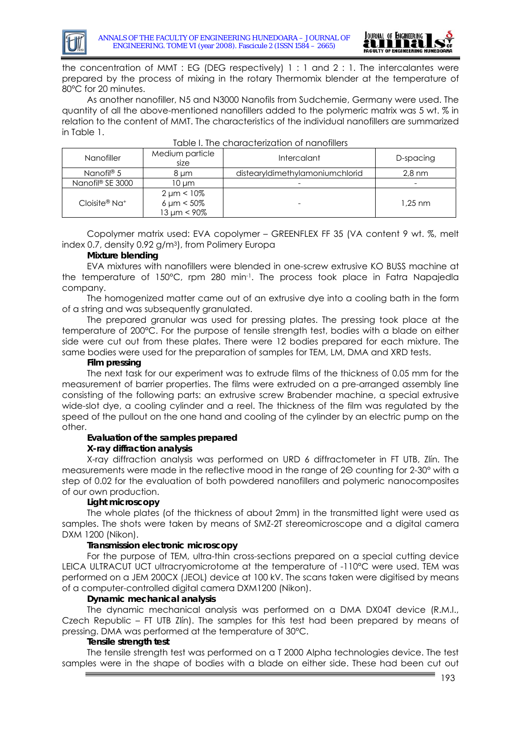the concentration of MMT : EG (DEG respectively) 1 : 1 and 2 : 1. The intercalantes were prepared by the process of mixing in the rotary Thermomix blender at the temperature of 80°C for 20 minutes.

As another nanofiller, N5 and N3000 Nanofils from Sudchemie, Germany were used. The quantity of all the above-mentioned nanofillers added to the polymeric matrix was 5 wt. % in relation to the content of MMT. The characteristics of the individual nanofillers are summarized in Table 1.

Table I. The characterization of nanofillers

| Nanofiller | Medium particle size | Intercalant | D-spacing |
|---|---|---|---|
| Nanofil® 5 | 8 μm | distearyldimethylamoniumchlorid | 2,8 nm |
| Nanofil® SE 3000 | 10 μm | - | - |
| Cloisite® $Na^{+}$ | 2 μm < 10%<br>6 μm < 50%<br>13 μm < 90% | - | 1,25 nm |

Copolymer matrix used: EVA copolymer – GREENFLEX FF 35 (VA content 9 wt. %, melt index 0.7, density 0.92 g/m$^3$), from Polimery Europa

**Mixture blending**

EVA mixtures with nanofillers were blended in one-screw extrusive KO BUSS machine at the temperature of 150°C, rpm 280 min$^{-1}$. The process took place in Fatra Napajedla company.

The homogenized matter came out of an extrusive dye into a cooling bath in the form of a string and was subsequently granulated.

The prepared granular was used for pressing plates. The pressing took place at the temperature of 200°C. For the purpose of tensile strength test, bodies with a blade on either side were cut out from these plates. There were 12 bodies prepared for each mixture. The same bodies were used for the preparation of samples for TEM, LM, DMA and XRD tests.

**Film pressing**

The next task for our experiment was to extrude films of the thickness of 0.05 mm for the measurement of barrier properties. The films were extruded on a pre-arranged assembly line consisting of the following parts: an extrusive screw Brabender machine, a special extrusive wide-slot dye, a cooling cylinder and a reel. The thickness of the film was regulated by the speed of the pullout on the one hand and cooling of the cylinder by an electric pump on the other.

**Evaluation of the samples prepared**

**X-ray diffraction analysis**

X-ray diffraction analysis was performed on URD 6 diffractometer in FT UTB, Zlín. The measurements were made in the reflective mood in the range of 2Θ counting for 2-30° with a step of 0.02 for the evaluation of both powdered nanofillers and polymeric nanocomposites of our own production.

**Light microscopy**

The whole plates (of the thickness of about 2mm) in the transmitted light were used as samples. The shots were taken by means of SMZ-2T stereomicroscope and a digital camera DXM 1200 (Nikon).

**Transmission electronic microscopy**

For the purpose of TEM, ultra-thin cross-sections prepared on a special cutting device LEICA ULTRACUT UCT ultracryomicrotome at the temperature of -110°C were used. TEM was performed on a JEM 200CX (JEOL) device at 100 kV. The scans taken were digitised by means of a computer-controlled digital camera DXM1200 (Nikon).

**Dynamic mechanical analysis**

The dynamic mechanical analysis was performed on a DMA DX04T device (R.M.I., Czech Republic – FT UTB Zlín). The samples for this test had been prepared by means of pressing. DMA was performed at the temperature of 30°C.

**Tensile strength test**

The tensile strength test was performed on a T 2000 Alpha technologies device. The test samples were in the shape of bodies with a blade on either side. These had been cut out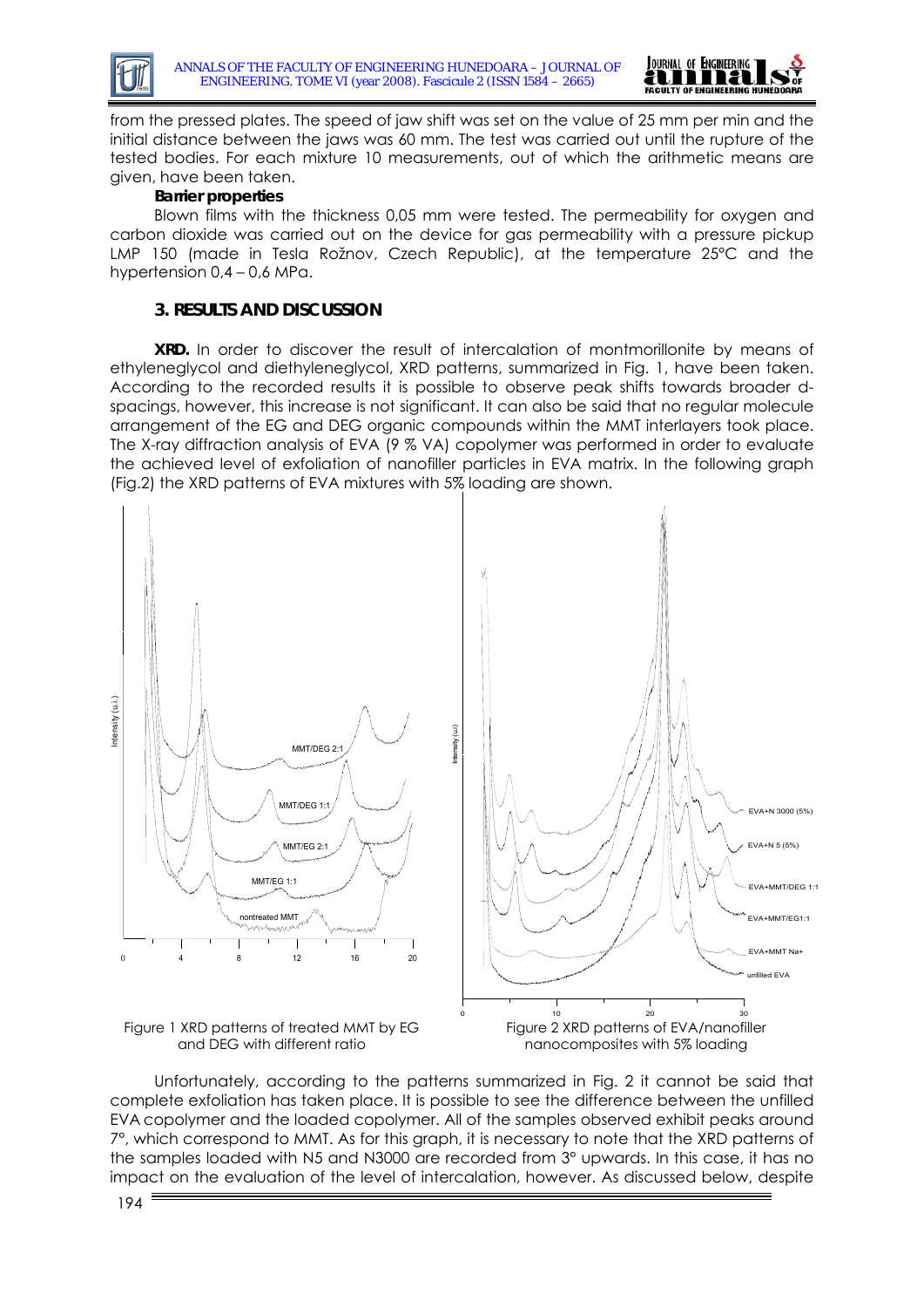from the pressed plates. The speed of jaw shift was set on the value of 25 mm per min and the initial distance between the jaws was 60 mm. The test was carried out until the rupture of the tested bodies. For each mixture 10 measurements, out of which the arithmetic means are given, have been taken.

**Barrier properties**

Blown films with the thickness 0,05 mm were tested. The permeability for oxygen and carbon dioxide was carried out on the device for gas permeability with a pressure pickup LMP 150 (made in Tesla Rožnov, Czech Republic), at the temperature 25°C and the hypertension 0,4 – 0,6 MPa.

## 3. RESULTS AND DISCUSSION

**XRD.** In order to discover the result of intercalation of montmorillonite by means of ethyleneglycol and diethyleneglycol, XRD patterns, summarized in Fig. 1, have been taken. According to the recorded results it is possible to observe peak shifts towards broader d-spacings, however, this increase is not significant. It can also be said that no regular molecule arrangement of the EG and DEG organic compounds within the MMT interlayers took place. The X-ray diffraction analysis of EVA (9 % VA) copolymer was performed in order to evaluate the achieved level of exfoliation of nanofiller particles in EVA matrix. In the following graph (Fig.2) the XRD patterns of EVA mixtures with 5% loading are shown.

Figure 1 XRD patterns of treated MMT by EG and DEG with different ratio

Figure 2 XRD patterns of EVA/nanofiller nanocomposites with 5% loading

Unfortunately, according to the patterns summarized in Fig. 2 it cannot be said that complete exfoliation has taken place. It is possible to see the difference between the unfilled EVA copolymer and the loaded copolymer. All of the samples observed exhibit peaks around 7°, which correspond to MMT. As for this graph, it is necessary to note that the XRD patterns of the samples loaded with N5 and N3000 are recorded from 3° upwards. In this case, it has no impact on the evaluation of the level of intercalation, however. As discussed below, despite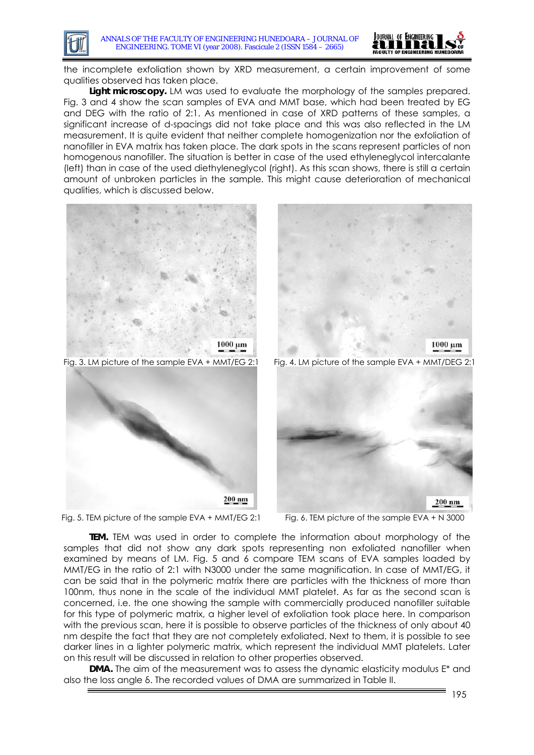the incomplete exfoliation shown by XRD measurement, a certain improvement of some qualities observed has taken place.

**Light microscopy.** LM was used to evaluate the morphology of the samples prepared. Fig. 3 and 4 show the scan samples of EVA and MMT base, which had been treated by EG and DEG with the ratio of 2:1. As mentioned in case of XRD patterns of these samples, a significant increase of d-spacings did not take place and this was also reflected in the LM measurement. It is quite evident that neither complete homogenization nor the exfoliation of nanofiller in EVA matrix has taken place. The dark spots in the scans represent particles of non homogenous nanofiller. The situation is better in case of the used ethyleneglycol intercalante (left) than in case of the used diethyleneglycol (right). As this scan shows, there is still a certain amount of unbroken particles in the sample. This might cause deterioration of mechanical qualities, which is discussed below.

Fig. 3. LM picture of the sample EVA + MMT/EG 2:1

Fig. 4. LM picture of the sample EVA + MMT/DEG 2:1

Fig. 5. TEM picture of the sample EVA + MMT/EG 2:1

Fig. 6. TEM picture of the sample EVA + N 3000

**TEM.** TEM was used in order to complete the information about morphology of the samples that did not show any dark spots representing non exfoliated nanofiller when examined by means of LM. Fig. 5 and 6 compare TEM scans of EVA samples loaded by MMT/EG in the ratio of 2:1 with N3000 under the same magnification. In case of MMT/EG, it can be said that in the polymeric matrix there are particles with the thickness of more than 100nm, thus none in the scale of the individual MMT platelet. As far as the second scan is concerned, i.e. the one showing the sample with commercially produced nanofiller suitable for this type of polymeric matrix, a higher level of exfoliation took place here. In comparison with the previous scan, here it is possible to observe particles of the thickness of only about 40 nm despite the fact that they are not completely exfoliated. Next to them, it is possible to see darker lines in a lighter polymeric matrix, which represent the individual MMT platelets. Later on this result will be discussed in relation to other properties observed.

**DMA.** The aim of the measurement was to assess the dynamic elasticity modulus $E^*$ and also the loss angle $\delta$. The recorded values of DMA are summarized in Table II.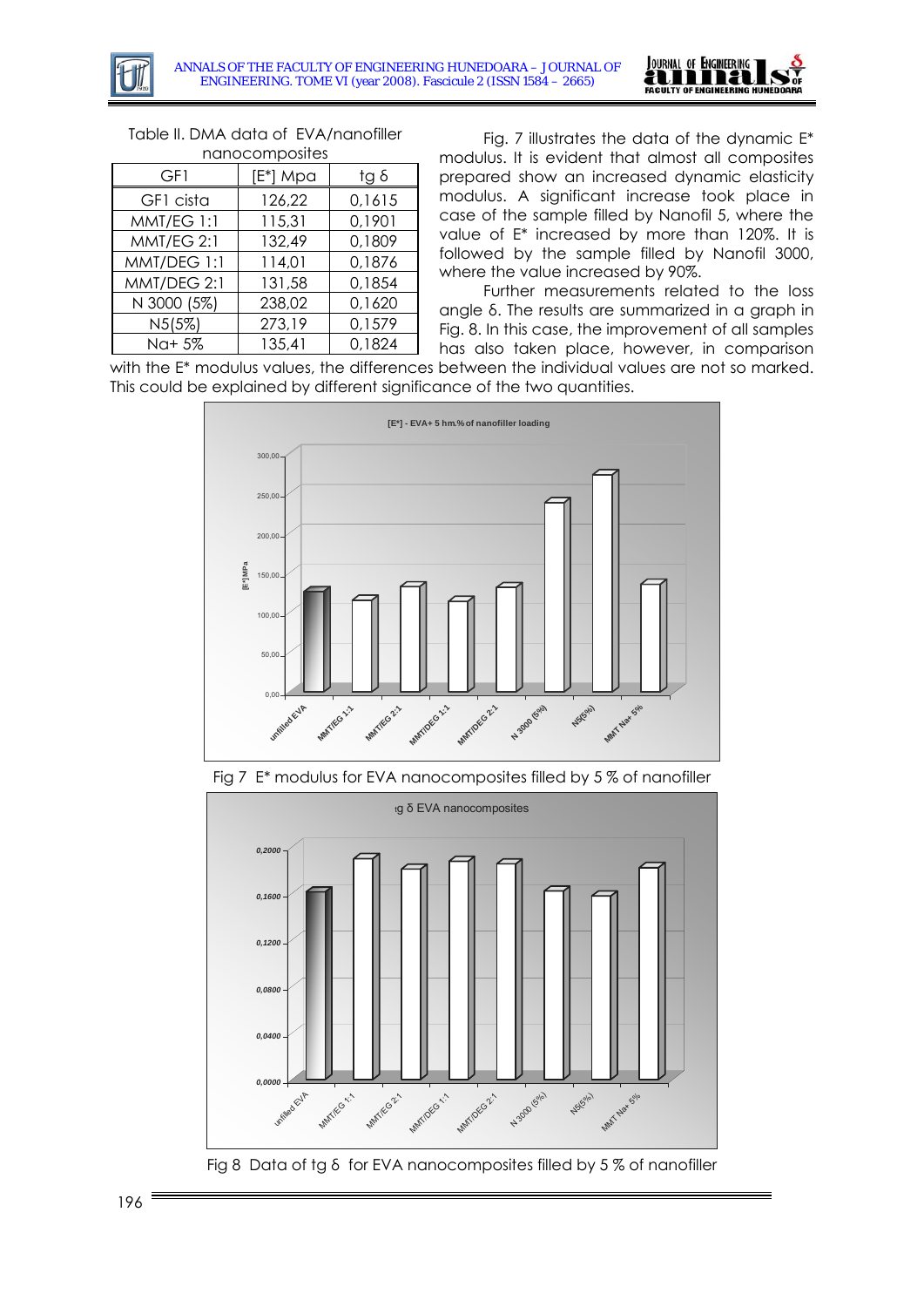Table II. DMA data of EVA/nanofiller nanocomposites

| GF1 | [E*] Mpa | tg δ |
|---|---|---|
| GF1 cista | 126,22 | 0,1615 |
| MMT/EG 1:1 | 115,31 | 0,1901 |
| MMT/EG 2:1 | 132,49 | 0,1809 |
| MMT/DEG 1:1 | 114,01 | 0,1876 |
| MMT/DEG 2:1 | 131,58 | 0,1854 |
| N 3000 (5%) | 238,02 | 0,1620 |
| N5(5%) | 273,19 | 0,1579 |
| Na+ 5% | 135,41 | 0,1824 |

Fig. 7 illustrates the data of the dynamic E* modulus. It is evident that almost all composites prepared show an increased dynamic elasticity modulus. A significant increase took place in case of the sample filled by Nanofil 5, where the value of E* increased by more than 120%. It is followed by the sample filled by Nanofil 3000, where the value increased by 90%.

Further measurements related to the loss angle δ. The results are summarized in a graph in Fig. 8. In this case, the improvement of all samples has also taken place, however, in comparison with the E* modulus values, the differences between the individual values are not so marked. This could be explained by different significance of the two quantities.

Fig 7 E* modulus for EVA nanocomposites filled by 5 % of nanofiller

Fig 8 Data of tg δ for EVA nanocomposites filled by 5 % of nanofiller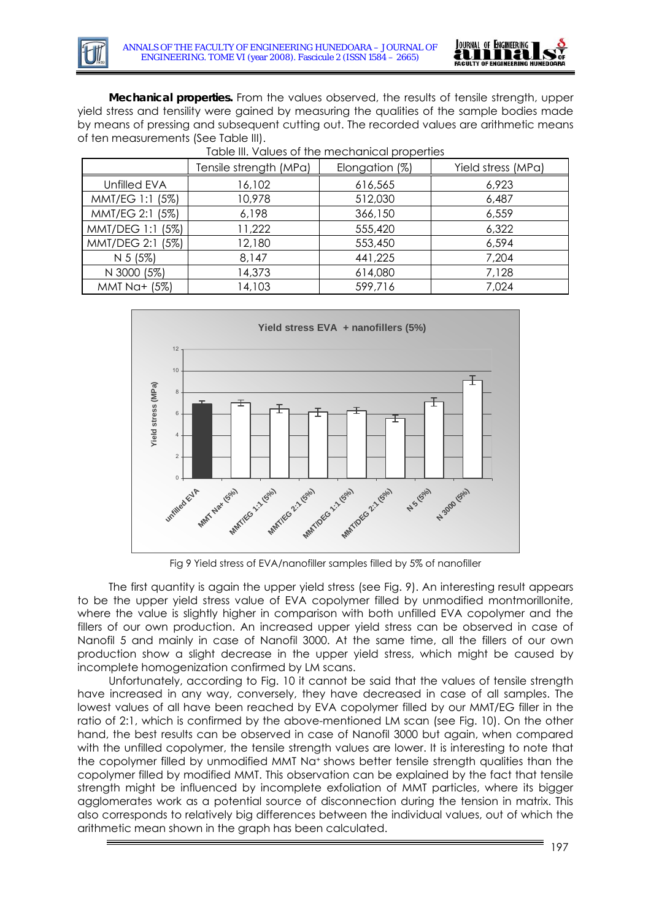**Mechanical properties.** From the values observed, the results of tensile strength, upper yield stress and tensility were gained by measuring the qualities of the sample bodies made by means of pressing and subsequent cutting out. The recorded values are arithmetic means of ten measurements (See Table III).

Table III. Values of the mechanical properties

| | Tensile strength (MPa) | Elongation (%) | Yield stress (MPa) |
|---|---|---|---|
| Unfilled EVA | 16,102 | 616,565 | 6,923 |
| MMT/EG 1:1 (5%) | 10,978 | 512,030 | 6,487 |
| MMT/EG 2:1 (5%) | 6,198 | 366,150 | 6,559 |
| MMT/DEG 1:1 (5%) | 11,222 | 555,420 | 6,322 |
| MMT/DEG 2:1 (5%) | 12,180 | 553,450 | 6,594 |
| N 5 (5%) | 8,147 | 441,225 | 7,204 |
| N 3000 (5%) | 14,373 | 614,080 | 7,128 |
| MMT Na+ (5%) | 14,103 | 599,716 | 7,024 |

Fig 9 Yield stress of EVA/nanofiller samples filled by 5% of nanofiller

The first quantity is again the upper yield stress (see Fig. 9). An interesting result appears to be the upper yield stress value of EVA copolymer filled by unmodified montmorillonite, where the value is slightly higher in comparison with both unfilled EVA copolymer and the fillers of our own production. An increased upper yield stress can be observed in case of Nanofil 5 and mainly in case of Nanofil 3000. At the same time, all the fillers of our own production show a slight decrease in the upper yield stress, which might be caused by incomplete homogenization confirmed by LM scans.

Unfortunately, according to Fig. 10 it cannot be said that the values of tensile strength have increased in any way, conversely, they have decreased in case of all samples. The lowest values of all have been reached by EVA copolymer filled by our MMT/EG filler in the ratio of 2:1, which is confirmed by the above-mentioned LM scan (see Fig. 10). On the other hand, the best results can be observed in case of Nanofil 3000 but again, when compared with the unfilled copolymer, the tensile strength values are lower. It is interesting to note that the copolymer filled by unmodified MMT $Na^{+}$ shows better tensile strength qualities than the copolymer filled by modified MMT. This observation can be explained by the fact that tensile strength might be influenced by incomplete exfoliation of MMT particles, where its bigger agglomerates work as a potential source of disconnection during the tension in matrix. This also corresponds to relatively big differences between the individual values, out of which the arithmetic mean shown in the graph has been calculated.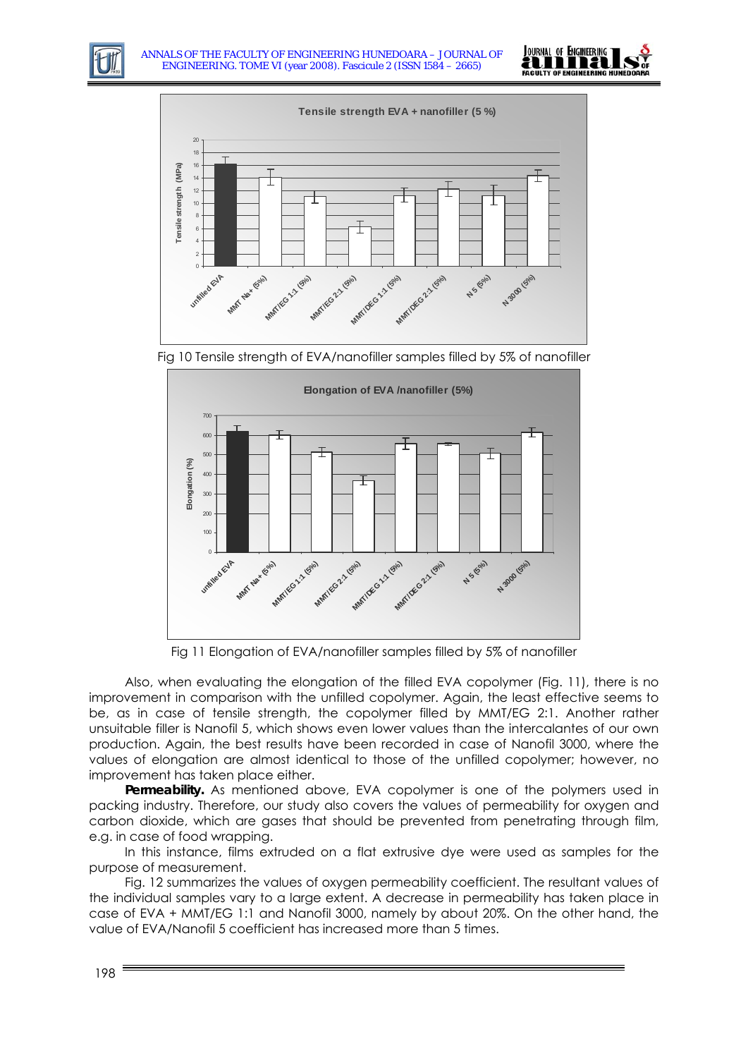Fig 10 Tensile strength of EVA/nanofiller samples filled by 5% of nanofiller

Fig 11 Elongation of EVA/nanofiller samples filled by 5% of nanofiller

Also, when evaluating the elongation of the filled EVA copolymer (Fig. 11), there is no improvement in comparison with the unfilled copolymer. Again, the least effective seems to be, as in case of tensile strength, the copolymer filled by MMT/EG 2:1. Another rather unsuitable filler is Nanofil 5, which shows even lower values than the intercalantes of our own production. Again, the best results have been recorded in case of Nanofil 3000, where the values of elongation are almost identical to those of the unfilled copolymer; however, no improvement has taken place either.

**Permeability.** As mentioned above, EVA copolymer is one of the polymers used in packing industry. Therefore, our study also covers the values of permeability for oxygen and carbon dioxide, which are gases that should be prevented from penetrating through film, e.g. in case of food wrapping.

In this instance, films extruded on a flat extrusive dye were used as samples for the purpose of measurement.

Fig. 12 summarizes the values of oxygen permeability coefficient. The resultant values of the individual samples vary to a large extent. A decrease in permeability has taken place in case of EVA + MMT/EG 1:1 and Nanofil 3000, namely by about 20%. On the other hand, the value of EVA/Nanofil 5 coefficient has increased more than 5 times.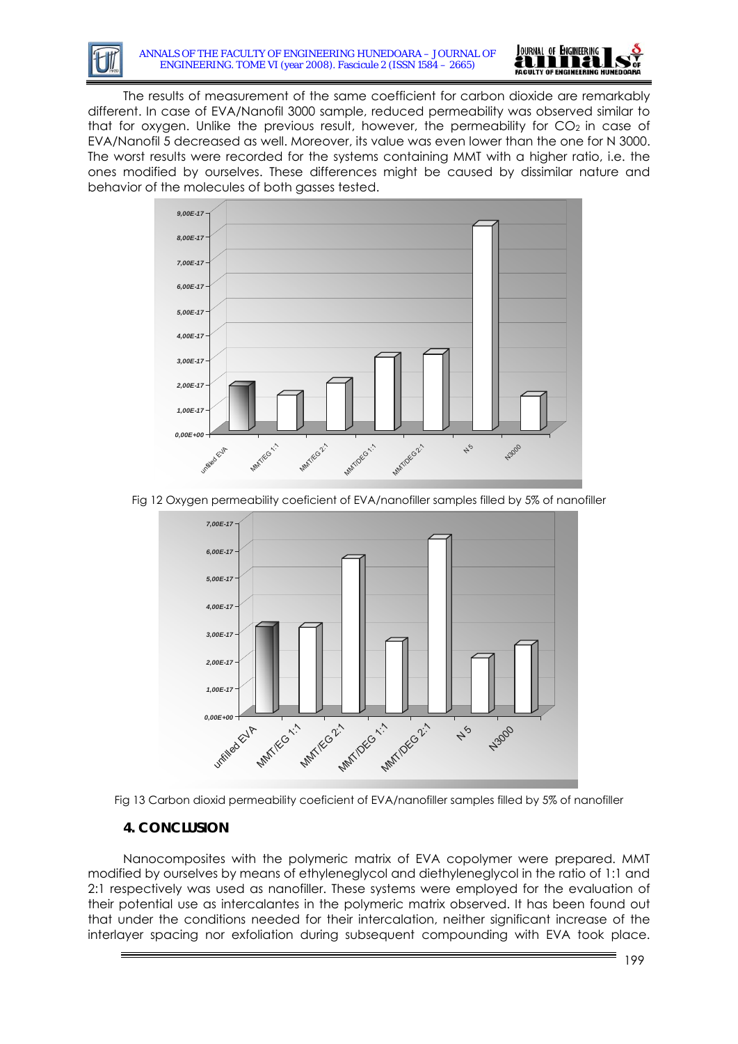The results of measurement of the same coefficient for carbon dioxide are remarkably different. In case of EVA/Nanofil 3000 sample, reduced permeability was observed similar to that for oxygen. Unlike the previous result, however, the permeability for $CO_2$ in case of EVA/Nanofil 5 decreased as well. Moreover, its value was even lower than the one for N 3000. The worst results were recorded for the systems containing MMT with a higher ratio, i.e. the ones modified by ourselves. These differences might be caused by dissimilar nature and behavior of the molecules of both gasses tested.

Fig 12 Oxygen permeability coeficient of EVA/nanofiller samples filled by 5% of nanofiller

Fig 13 Carbon dioxid permeability coeficient of EVA/nanofiller samples filled by 5% of nanofiller

## 4. CONCLUSION

Nanocomposites with the polymeric matrix of EVA copolymer were prepared. MMT modified by ourselves by means of ethyleneglycol and diethyleneglycol in the ratio of 1:1 and 2:1 respectively was used as nanofiller. These systems were employed for the evaluation of their potential use as intercalantes in the polymeric matrix observed. It has been found out that under the conditions needed for their intercalation, neither significant increase of the interlayer spacing nor exfoliation during subsequent compounding with EVA took place.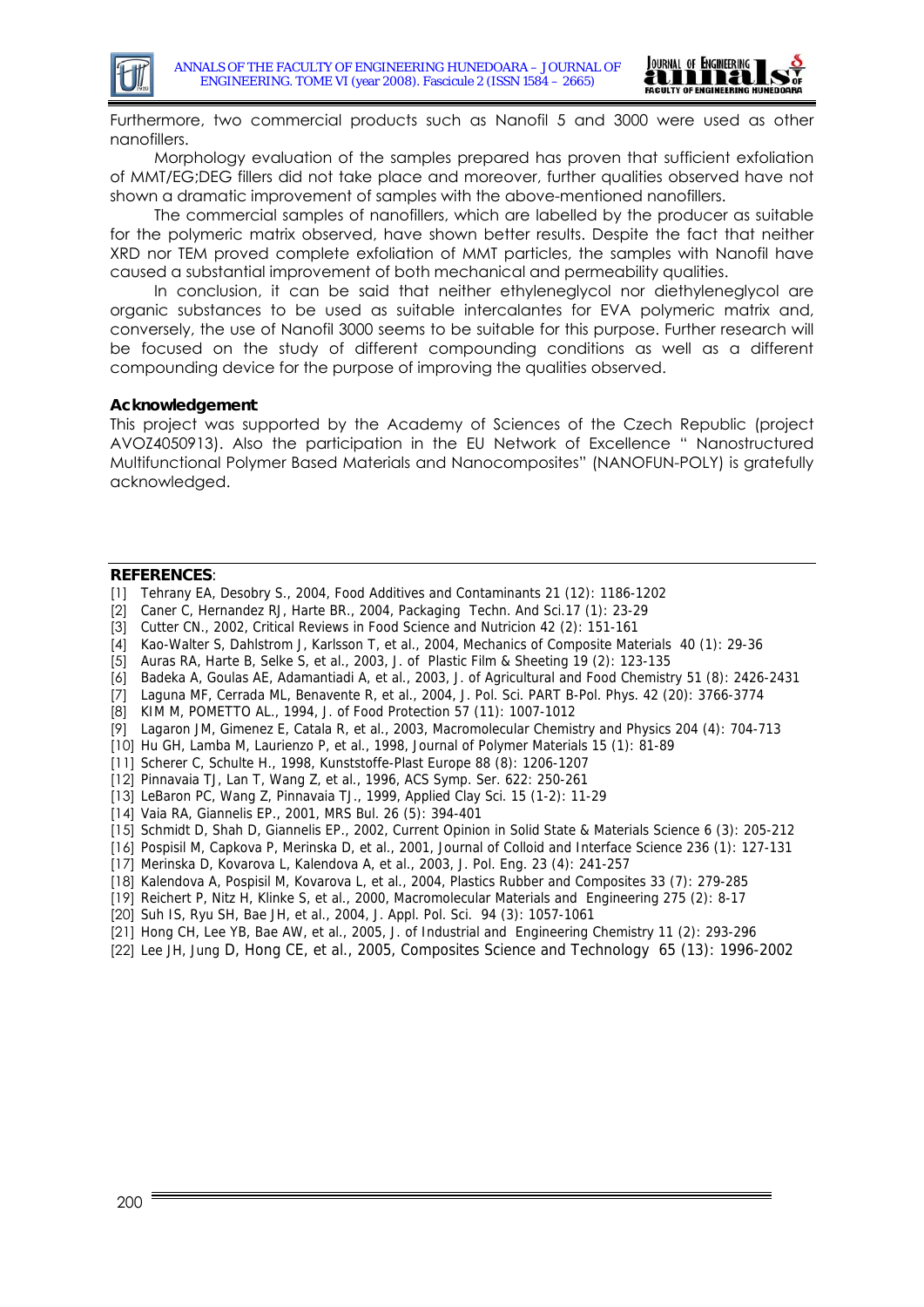Furthermore, two commercial products such as Nanofil 5 and 3000 were used as other nanofillers.

Morphology evaluation of the samples prepared has proven that sufficient exfoliation of MMT/EG;DEG fillers did not take place and moreover, further qualities observed have not shown a dramatic improvement of samples with the above-mentioned nanofillers.

The commercial samples of nanofillers, which are labelled by the producer as suitable for the polymeric matrix observed, have shown better results. Despite the fact that neither XRD nor TEM proved complete exfoliation of MMT particles, the samples with Nanofil have caused a substantial improvement of both mechanical and permeability qualities.

In conclusion, it can be said that neither ethyleneglycol nor diethyleneglycol are organic substances to be used as suitable intercalantes for EVA polymeric matrix and, conversely, the use of Nanofil 3000 seems to be suitable for this purpose. Further research will be focused on the study of different compounding conditions as well as a different compounding device for the purpose of improving the qualities observed.

**Acknowledgement**

This project was supported by the Academy of Sciences of the Czech Republic (project AVOZ4050913). Also the participation in the EU Network of Excellence " Nanostructured Multifunctional Polymer Based Materials and Nanocomposites" (NANOFUN-POLY) is gratefully acknowledged.

**REFERENCES**:

[1] Tehrany EA, Desobry S., 2004, Food Additives and Contaminants 21 (12): 1186-1202
[2] Caner C, Hernandez RJ, Harte BR., 2004, Packaging Techn. And Sci.17 (1): 23-29
[3] Cutter CN., 2002, Critical Reviews in Food Science and Nutricion 42 (2): 151-161
[4] Kao-Walter S, Dahlstrom J, Karlsson T, et al., 2004, Mechanics of Composite Materials 40 (1): 29-36
[5] Auras RA, Harte B, Selke S, et al., 2003, J. of Plastic Film & Sheeting 19 (2): 123-135
[6] Badeka A, Goulas AE, Adamantiadi A, et al., 2003, J. of Agricultural and Food Chemistry 51 (8): 2426-2431
[7] Laguna MF, Cerrada ML, Benavente R, et al., 2004, J. Pol. Sci. PART B-Pol. Phys. 42 (20): 3766-3774
[8] KIM M, POMETTO AL., 1994, J. of Food Protection 57 (11): 1007-1012
[9] Lagaron JM, Gimenez E, Catala R, et al., 2003, Macromolecular Chemistry and Physics 204 (4): 704-713
[10] Hu GH, Lamba M, Laurienzo P, et al., 1998, Journal of Polymer Materials 15 (1): 81-89
[11] Scherer C, Schulte H., 1998, Kunststoffe-Plast Europe 88 (8): 1206-1207
[12] Pinnavaia TJ, Lan T, Wang Z, et al., 1996, ACS Symp. Ser. 622: 250-261
[13] LeBaron PC, Wang Z, Pinnavaia TJ., 1999, Applied Clay Sci. 15 (1-2): 11-29
[14] Vaia RA, Giannelis EP., 2001, MRS Bul. 26 (5): 394-401
[15] Schmidt D, Shah D, Giannelis EP., 2002, Current Opinion in Solid State & Materials Science 6 (3): 205-212
[16] Pospisil M, Capkova P, Merinska D, et al., 2001, Journal of Colloid and Interface Science 236 (1): 127-131
[17] Merinska D, Kovarova L, Kalendova A, et al., 2003, J. Pol. Eng. 23 (4): 241-257
[18] Kalendova A, Pospisil M, Kovarova L, et al., 2004, Plastics Rubber and Composites 33 (7): 279-285
[19] Reichert P, Nitz H, Klinke S, et al., 2000, Macromolecular Materials and Engineering 275 (2): 8-17
[20] Suh IS, Ryu SH, Bae JH, et al., 2004, J. Appl. Pol. Sci. 94 (3): 1057-1061
[21] Hong CH, Lee YB, Bae AW, et al., 2005, J. of Industrial and Engineering Chemistry 11 (2): 293-296
[22] Lee JH, Jung D, Hong CE, et al., 2005, Composites Science and Technology 65 (13): 1996-2002